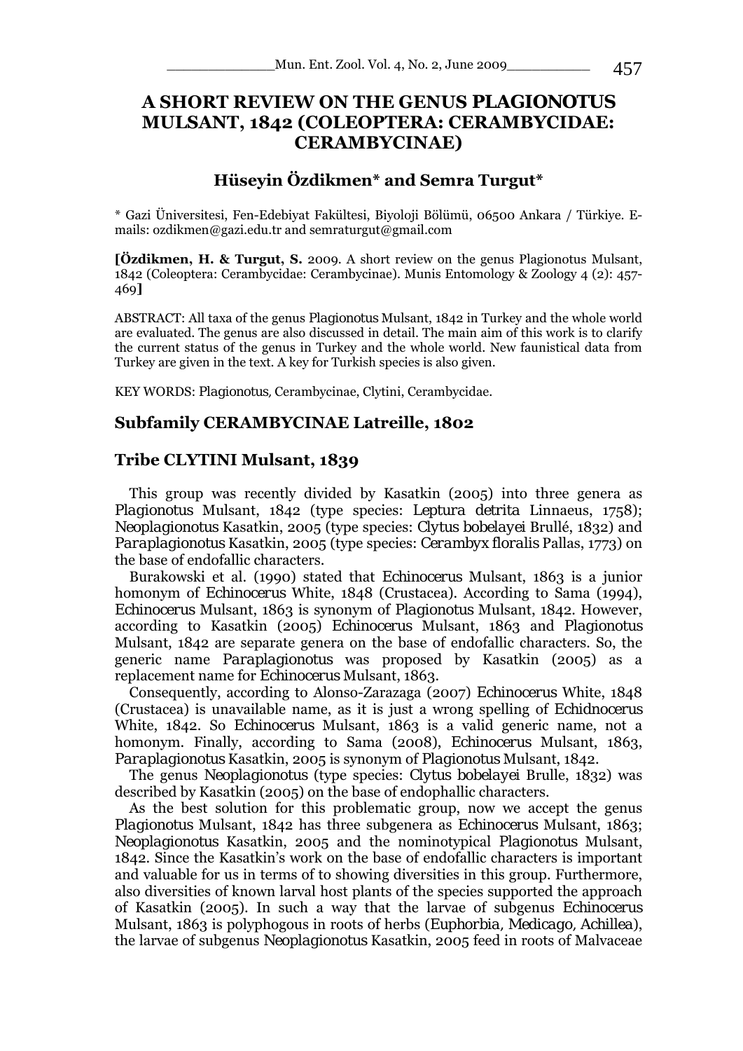# A SHORT REVIEW ON THE GENUS PLAGIONOTUS MULSANT, 1842 (COLEOPTERA: CERAMBYCIDAE: CERAMBYCINAE)

## Hüseyin Özdikmen* and Semra Turgut*

\* Gazi Üniversitesi, Fen-Edebiyat Fakültesi, Biyoloji Bölümü, 06500 Ankara / Türkiye. E-mails: ozdikmen@gazi.edu.tr and semraturgut@gmail.com

**[Özdikmen, H. & Turgut, S.** 2009. A short review on the genus Plagionotus Mulsant, 1842 (Coleoptera: Cerambycidae: Cerambycinae). Munis Entomology & Zoology 4 (2): 457-469**]**

ABSTRACT: All taxa of the genus *Plagionotus* Mulsant, 1842 in Turkey and the whole world are evaluated. The genus are also discussed in detail. The main aim of this work is to clarify the current status of the genus in Turkey and the whole world. New faunistical data from Turkey are given in the text. A key for Turkish species is also given.

KEY WORDS: *Plagionotus*, Cerambycinae, Clytini, Cerambycidae.

### Subfamily CERAMBYCINAE Latreille, 1802

### Tribe CLYTINI Mulsant, 1839

This group was recently divided by Kasatkin (2005) into three genera as *Plagionotus* Mulsant, 1842 (type species: *Leptura detrita* Linnaeus, 1758); *Neoplagionotus* Kasatkin, 2005 (type species: *Clytus bobelayei* Brullé, 1832) and *Paraplagionotus* Kasatkin, 2005 (type species: *Cerambyx floralis* Pallas, 1773) on the base of endofallic characters.

Burakowski et al. (1990) stated that *Echinocerus* Mulsant, 1863 is a junior homonym of *Echinocerus* White, 1848 (Crustacea). According to Sama (1994), *Echinocerus* Mulsant, 1863 is synonym of *Plagionotus* Mulsant, 1842. However, according to Kasatkin (2005) *Echinocerus* Mulsant, 1863 and *Plagionotus* Mulsant, 1842 are separate genera on the base of endofallic characters. So, the generic name *Paraplagionotus* was proposed by Kasatkin (2005) as a replacement name for *Echinocerus* Mulsant, 1863.

Consequently, according to Alonso-Zarazaga (2007) *Echinocerus* White, 1848 (Crustacea) is unavailable name, as it is just a wrong spelling of *Echidnocerus* White, 1842. So *Echinocerus* Mulsant, 1863 is a valid generic name, not a homonym. Finally, according to Sama (2008), *Echinocerus* Mulsant, 1863, *Paraplagionotus* Kasatkin, 2005 is synonym of *Plagionotus* Mulsant, 1842.

The genus *Neoplagionotus* (type species: *Clytus bobelayei* Brulle, 1832) was described by Kasatkin (2005) on the base of endophallic characters.

As the best solution for this problematic group, now we accept the genus *Plagionotus* Mulsant, 1842 has three subgenera as *Echinocerus* Mulsant, 1863; *Neoplagionotus* Kasatkin, 2005 and the nominotypical *Plagionotus* Mulsant, 1842. Since the Kasatkin's work on the base of endofallic characters is important and valuable for us in terms of to showing diversities in this group. Furthermore, also diversities of known larval host plants of the species supported the approach of Kasatkin (2005). In such a way that the larvae of subgenus *Echinocerus* Mulsant, 1863 is polyphogous in roots of herbs (*Euphorbia*, *Medicago*, *Achillea*), the larvae of subgenus *Neoplagionotus* Kasatkin, 2005 feed in roots of Malvaceae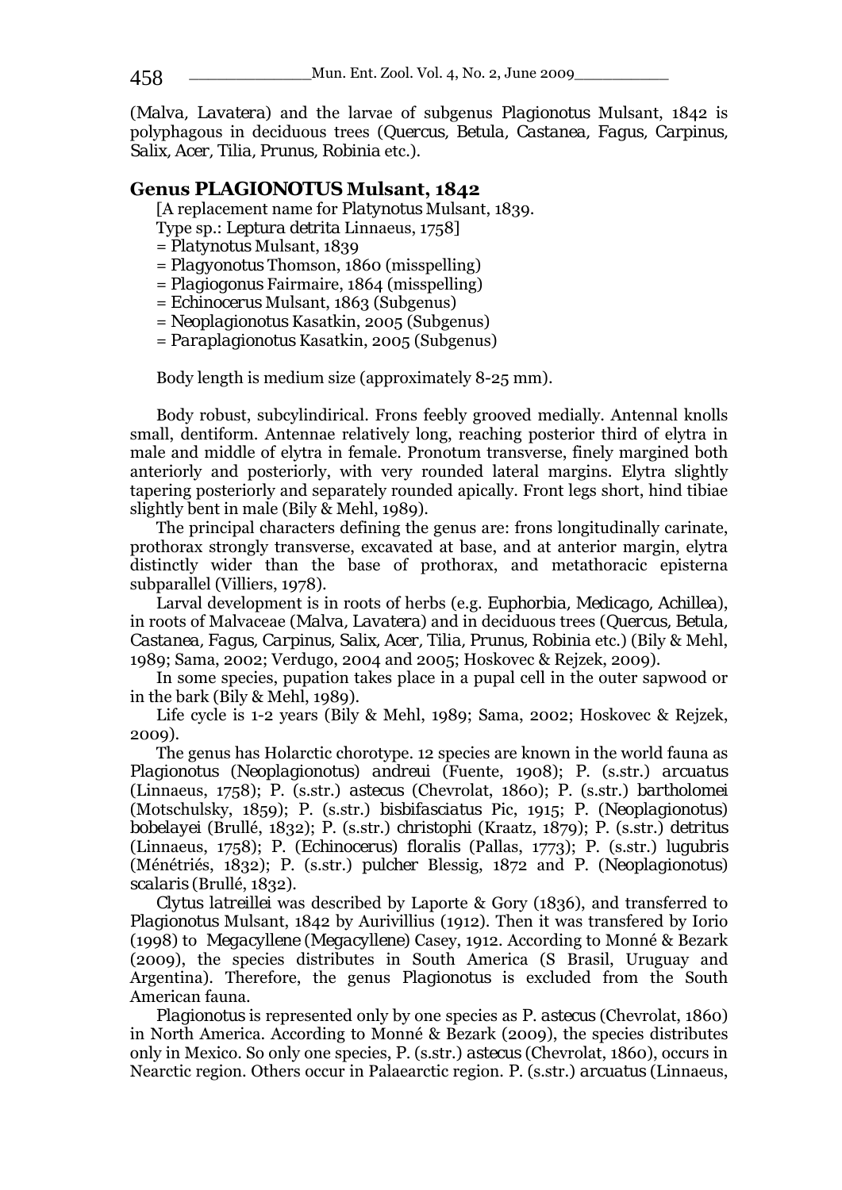(*Malva*, *Lavatera*) and the larvae of subgenus *Plagionotus* Mulsant, 1842 is polyphagous in deciduous trees (*Quercus*, *Betula*, *Castanea*, *Fagus*, *Carpinus*, *Salix*, *Acer*, *Tilia*, *Prunus*, *Robinia* etc.).

## Genus PLAGIONOTUS Mulsant, 1842

[A replacement name for *Platynotus* Mulsant, 1839.
Type sp.: *Leptura detrita* Linnaeus, 1758]
= *Platynotus* Mulsant, 1839
= *Plagyonotus* Thomson, 1860 (misspelling)
= *Plagiogonus* Fairmaire, 1864 (misspelling)
= *Echinocerus* Mulsant, 1863 (Subgenus)
= *Neoplagionotus* Kasatkin, 2005 (Subgenus)
= *Paraplagionotus* Kasatkin, 2005 (Subgenus)

Body length is medium size (approximately 8-25 mm).

Body robust, subcylindirical. Frons feebly grooved medially. Antennal knolls small, dentiform. Antennae relatively long, reaching posterior third of elytra in male and middle of elytra in female. Pronotum transverse, finely margined both anteriorly and posteriorly, with very rounded lateral margins. Elytra slightly tapering posteriorly and separately rounded apically. Front legs short, hind tibiae slightly bent in male (Bily & Mehl, 1989).

The principal characters defining the genus are: frons longitudinally carinate, prothorax strongly transverse, excavated at base, and at anterior margin, elytra distinctly wider than the base of prothorax, and metathoracic episterna subparallel (Villiers, 1978).

Larval development is in roots of herbs (e.g. *Euphorbia*, *Medicago*, *Achillea*), in roots of Malvaceae (*Malva*, *Lavatera*) and in deciduous trees (*Quercus*, *Betula*, *Castanea*, *Fagus*, *Carpinus*, *Salix*, *Acer*, *Tilia*, *Prunus*, *Robinia* etc.) (Bily & Mehl, 1989; Sama, 2002; Verdugo, 2004 and 2005; Hoskovec & Rejzek, 2009).

In some species, pupation takes place in a pupal cell in the outer sapwood or in the bark (Bily & Mehl, 1989).

Life cycle is 1-2 years (Bily & Mehl, 1989; Sama, 2002; Hoskovec & Rejzek, 2009).

The genus has Holarctic chorotype. 12 species are known in the world fauna as *Plagionotus* (*Neoplagionotus*) *andreui* (Fuente, 1908); *P.* (s.str.) *arcuatus* (Linnaeus, 1758); *P.* (s.str.) *astecus* (Chevrolat, 1860); *P.* (s.str.) *bartholomei* (Motschulsky, 1859); *P.* (s.str.) *bisbifasciatus* Pic, 1915; *P.* (*Neoplagionotus*) *bobelayei* (Brullé, 1832); *P.* (s.str.) *christophi* (Kraatz, 1879); *P.* (s.str.) *detritus* (Linnaeus, 1758); *P.* (*Echinocerus*) *floralis* (Pallas, 1773); *P.* (s.str.) *lugubris* (Ménétriés, 1832); *P.* (s.str.) *pulcher* Blessig, 1872 and *P.* (*Neoplagionotus*) *scalaris* (Brullé, 1832).

*Clytus latreillei* was described by Laporte & Gory (1836), and transferred to *Plagionotus* Mulsant, 1842 by Aurivillius (1912). Then it was transfered by Iorio (1998) to *Megacyllene* (*Megacyllene*) Casey, 1912. According to Monné & Bezark (2009), the species distributes in South America (S Brasil, Uruguay and Argentina). Therefore, the genus *Plagionotus* is excluded from the South American fauna.

*Plagionotus* is represented only by one species as *P. astecus* (Chevrolat, 1860) in North America. According to Monné & Bezark (2009), the species distributes only in Mexico. So only one species, *P.* (s.str.) *astecus* (Chevrolat, 1860), occurs in Nearctic region. Others occur in Palaearctic region. *P.* (s.str.) *arcuatus* (Linnaeus,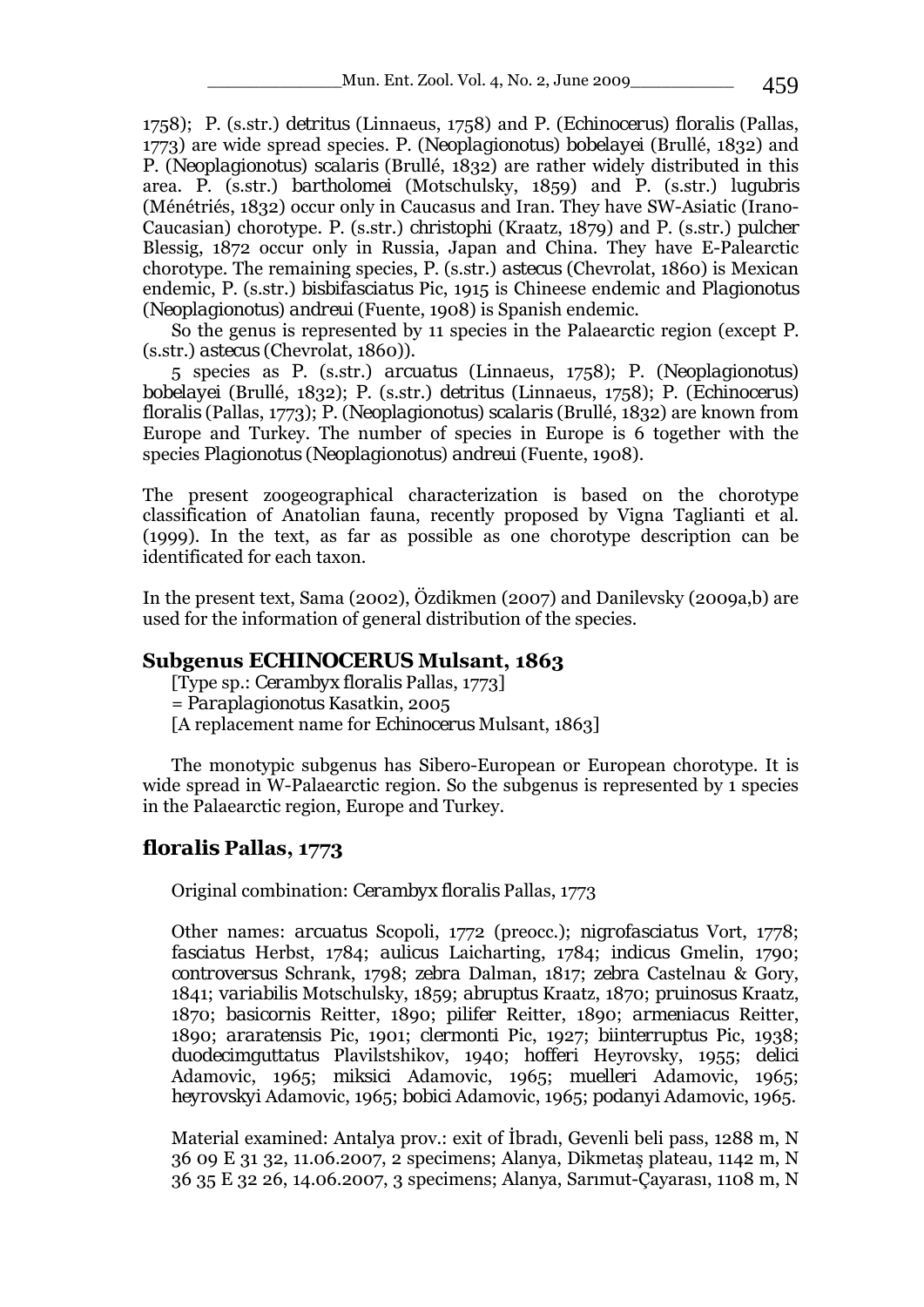1758); P. (s.str.) *detritus* (Linnaeus, 1758) and P. (*Echinocerus*) *floralis* (Pallas, 1773) are wide spread species. P. (*Neoplagionotus*) *bobelayei* (Brullé, 1832) and P. (*Neoplagionotus*) *scalaris* (Brullé, 1832) are rather widely distributed in this area. P. (s.str.) *bartholomei* (Motschulsky, 1859) and P. (s.str.) *lugubris* (Ménétriés, 1832) occur only in Caucasus and Iran. They have SW-Asiatic (Irano-Caucasian) chorotype. P. (s.str.) *christophi* (Kraatz, 1879) and P. (s.str.) *pulcher* Blessig, 1872 occur only in Russia, Japan and China. They have E-Palearctic chorotype. The remaining species, P. (s.str.) *astecus* (Chevrolat, 1860) is Mexican endemic, P. (s.str.) *bisbifasciatus* Pic, 1915 is Chineese endemic and *Plagionotus* (*Neoplagionotus*) *andreui* (Fuente, 1908) is Spanish endemic.

So the genus is represented by 11 species in the Palaearctic region (except P. (s.str.) *astecus* (Chevrolat, 1860)).

5 species as P. (s.str.) *arcuatus* (Linnaeus, 1758); P. (*Neoplagionotus*) *bobelayei* (Brullé, 1832); P. (s.str.) *detritus* (Linnaeus, 1758); P. (*Echinocerus*) *floralis* (Pallas, 1773); P. (*Neoplagionotus*) *scalaris* (Brullé, 1832) are known from Europe and Turkey. The number of species in Europe is 6 together with the species *Plagionotus* (*Neoplagionotus*) *andreui* (Fuente, 1908).

The present zoogeographical characterization is based on the chorotype classification of Anatolian fauna, recently proposed by Vigna Taglianti et al. (1999). In the text, as far as possible as one chorotype description can be identificated for each taxon.

In the present text, Sama (2002), Özdikmen (2007) and Danilevsky (2009a,b) are used for the information of general distribution of the species.

## Subgenus ECHINOCERUS Mulsant, 1863

[Type sp.: *Cerambyx floralis* Pallas, 1773]
= *Paraplagionotus* Kasatkin, 2005
[A replacement name for *Echinocerus* Mulsant, 1863]

The monotypic subgenus has Sibero-European or European chorotype. It is wide spread in W-Palaearctic region. So the subgenus is represented by 1 species in the Palaearctic region, Europe and Turkey.

### *floralis* Pallas, 1773

Original combination: *Cerambyx floralis* Pallas, 1773

Other names: *arcuatus* Scopoli, 1772 (preocc.); *nigrofasciatus* Vort, 1778; *fasciatus* Herbst, 1784; *aulicus* Laicharting, 1784; *indicus* Gmelin, 1790; *controversus* Schrank, 1798; *zebra* Dalman, 1817; *zebra* Castelnau & Gory, 1841; *variabilis* Motschulsky, 1859; *abruptus* Kraatz, 1870; *pruinosus* Kraatz, 1870; *basicornis* Reitter, 1890; *pilifer* Reitter, 1890; *armeniacus* Reitter, 1890; *araratensis* Pic, 1901; *clermonti* Pic, 1927; *biinterruptus* Pic, 1938; *duodecimguttatus* Plavilstshikov, 1940; *hofferi* Heyrovsky, 1955; *delici* Adamovic, 1965; *miksici* Adamovic, 1965; *muelleri* Adamovic, 1965; *heyrovskyi* Adamovic, 1965; *bobici* Adamovic, 1965; *podanyi* Adamovic, 1965.

Material examined: Antalya prov.: exit of İbradı, Gevenli beli pass, 1288 m, N 36 09 E 31 32, 11.06.2007, 2 specimens; Alanya, Dikmetaş plateau, 1142 m, N 36 35 E 32 26, 14.06.2007, 3 specimens; Alanya, Sarımut-Çayarası, 1108 m, N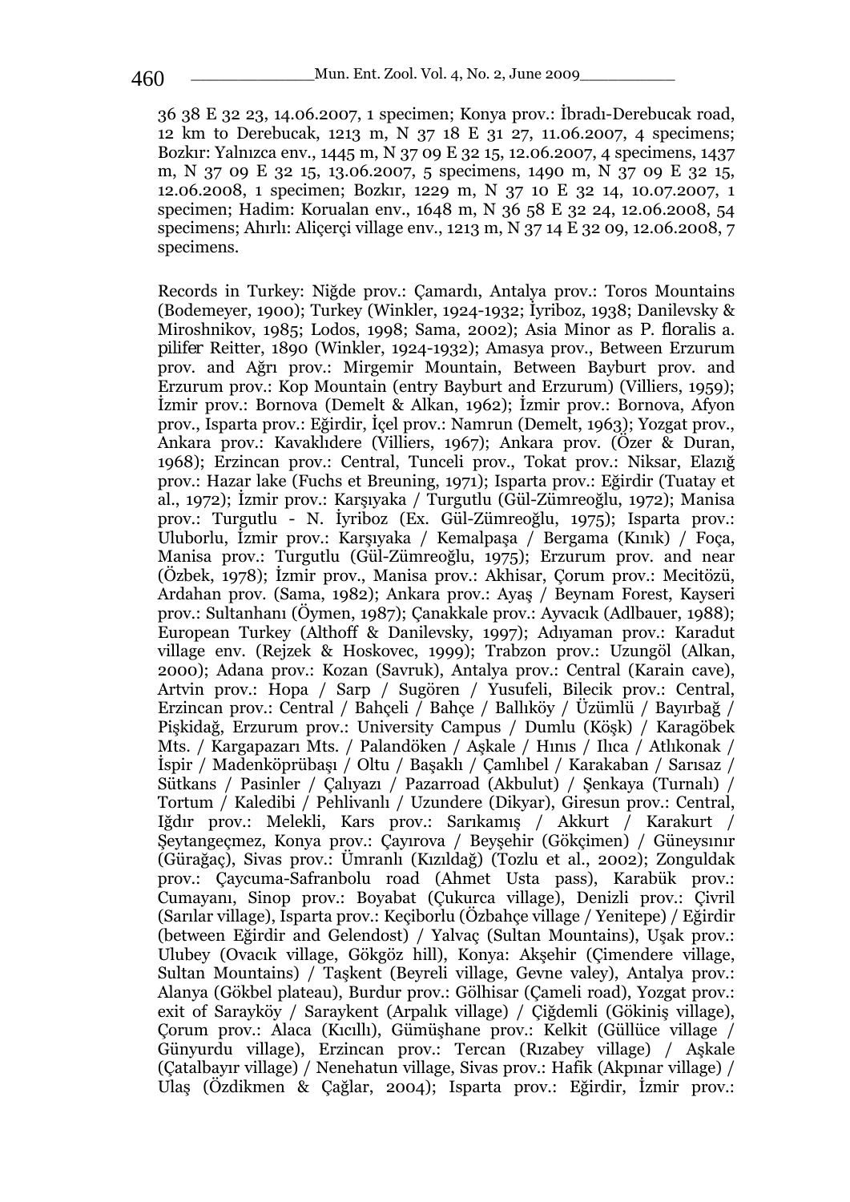36 38 E 32 23, 14.06.2007, 1 specimen; Konya prov.: İbradı-Derebucak road, 12 km to Derebucak, 1213 m, N 37 18 E 31 27, 11.06.2007, 4 specimens; Bozkır: Yalnızca env., 1445 m, N 37 09 E 32 15, 12.06.2007, 4 specimens, 1437 m, N 37 09 E 32 15, 13.06.2007, 5 specimens, 1490 m, N 37 09 E 32 15, 12.06.2008, 1 specimen; Bozkır, 1229 m, N 37 10 E 32 14, 10.07.2007, 1 specimen; Hadim: Korualan env., 1648 m, N 36 58 E 32 24, 12.06.2008, 54 specimens; Ahırlı: Aliçerçi village env., 1213 m, N 37 14 E 32 09, 12.06.2008, 7 specimens.

Records in Turkey: Niğde prov.: Çamardı, Antalya prov.: Toros Mountains (Bodemeyer, 1900); Turkey (Winkler, 1924-1932; İyriboz, 1938; Danilevsky & Miroshnikov, 1985; Lodos, 1998; Sama, 2002); Asia Minor as P. *floralis* a. *pilifer* Reitter, 1890 (Winkler, 1924-1932); Amasya prov., Between Erzurum prov. and Ağrı prov.: Mirgemir Mountain, Between Bayburt prov. and Erzurum prov.: Kop Mountain (entry Bayburt and Erzurum) (Villiers, 1959); İzmir prov.: Bornova (Demelt & Alkan, 1962); İzmir prov.: Bornova, Afyon prov., Isparta prov.: Eğirdir, İçel prov.: Namrun (Demelt, 1963); Yozgat prov., Ankara prov.: Kavaklıdere (Villiers, 1967); Ankara prov. (Özer & Duran, 1968); Erzincan prov.: Central, Tunceli prov., Tokat prov.: Niksar, Elazığ prov.: Hazar lake (Fuchs et Breuning, 1971); Isparta prov.: Eğirdir (Tuatay et al., 1972); İzmir prov.: Karşıyaka / Turgutlu (Gül-Zümreoğlu, 1972); Manisa prov.: Turgutlu - N. İyriboz (Ex. Gül-Zümreoğlu, 1975); Isparta prov.: Uluborlu, İzmir prov.: Karşıyaka / Kemalpaşa / Bergama (Kınık) / Foça, Manisa prov.: Turgutlu (Gül-Zümreoğlu, 1975); Erzurum prov. and near (Özbek, 1978); İzmir prov., Manisa prov.: Akhisar, Çorum prov.: Mecitözü, Ardahan prov. (Sama, 1982); Ankara prov.: Ayaş / Beynam Forest, Kayseri prov.: Sultanhanı (Öymen, 1987); Çanakkale prov.: Ayvacık (Adlbauer, 1988); European Turkey (Althoff & Danilevsky, 1997); Adıyaman prov.: Karadut village env. (Rejzek & Hoskovec, 1999); Trabzon prov.: Uzungöl (Alkan, 2000); Adana prov.: Kozan (Savruk), Antalya prov.: Central (Karain cave), Artvin prov.: Hopa / Sarp / Sugören / Yusufeli, Bilecik prov.: Central, Erzincan prov.: Central / Bahçeli / Bahçe / Ballıköy / Üzümlü / Bayırbağ / Pişkidağ, Erzurum prov.: University Campus / Dumlu (Köşk) / Karagöbek Mts. / Kargapazarı Mts. / Palandöken / Aşkale / Hınıs / Ilıca / Atlıkonak / İspir / Madenköprübaşı / Oltu / Başaklı / Çamlıbel / Karakaban / Sarısaz / Sütkans / Pasinler / Çalıyazı / Pazarroad (Akbulut) / Şenkaya (Turnalı) / Tortum / Kaledibi / Pehlivanlı / Uzundere (Dikyar), Giresun prov.: Central, Iğdır prov.: Melekli, Kars prov.: Sarıkamış / Akkurt / Karakurt / Şeytangeçmez, Konya prov.: Çayırova / Beyşehir (Gökçimen) / Güneysınır (Gürağaç), Sivas prov.: Ümranlı (Kızıldağ) (Tozlu et al., 2002); Zonguldak prov.: Çaycuma-Safranbolu road (Ahmet Usta pass), Karabük prov.: Cumayanı, Sinop prov.: Boyabat (Çukurca village), Denizli prov.: Çivril (Sarılar village), Isparta prov.: Keçiborlu (Özbahçe village / Yenitepe) / Eğirdir (between Eğirdir and Gelendost) / Yalvaç (Sultan Mountains), Uşak prov.: Ulubey (Ovacık village, Gökgöz hill), Konya: Akşehir (Çimendere village, Sultan Mountains) / Taşkent (Beyreli village, Gevne valey), Antalya prov.: Alanya (Gökbel plateau), Burdur prov.: Gölhisar (Çameli road), Yozgat prov.: exit of Sarayköy / Saraykent (Arpalık village) / Çiğdemli (Gökiniş village), Çorum prov.: Alaca (Kıcıllı), Gümüşhane prov.: Kelkit (Güllüce village / Günyurdu village), Erzincan prov.: Tercan (Rızabey village) / Aşkale (Çatalbayır village) / Nenehatun village, Sivas prov.: Hafik (Akpınar village) / Ulaş (Özdikmen & Çağlar, 2004); Isparta prov.: Eğirdir, İzmir prov.: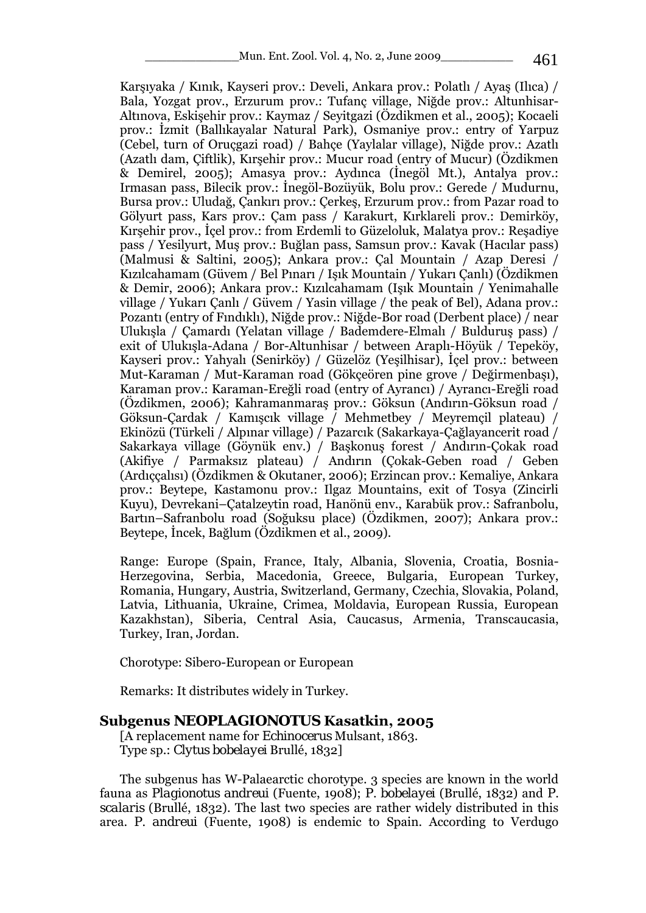Karşıyaka / Kınık, Kayseri prov.: Develi, Ankara prov.: Polatlı / Ayaş (Ilıca) / Bala, Yozgat prov., Erzurum prov.: Tufanç village, Niğde prov.: Altunhisar-Altınova, Eskişehir prov.: Kaymaz / Seyitgazi (Özdikmen et al., 2005); Kocaeli prov.: İzmit (Ballıkayalar Natural Park), Osmaniye prov.: entry of Yarpuz (Cebel, turn of Oruçgazi road) / Bahçe (Yaylalar village), Niğde prov.: Azatlı (Azatlı dam, Çiftlik), Kırşehir prov.: Mucur road (entry of Mucur) (Özdikmen & Demirel, 2005); Amasya prov.: Aydınca (İnegöl Mt.), Antalya prov.: Irmasan pass, Bilecik prov.: İnegöl-Bozüyük, Bolu prov.: Gerede / Mudurnu, Bursa prov.: Uludağ, Çankırı prov.: Çerkeş, Erzurum prov.: from Pazar road to Gölyurt pass, Kars prov.: Çam pass / Karakurt, Kırklareli prov.: Demirköy, Kırşehir prov., İçel prov.: from Erdemli to Güzeloluk, Malatya prov.: Reşadiye pass / Yesilyurt, Muş prov.: Buğlan pass, Samsun prov.: Kavak (Hacılar pass) (Malmusi & Saltini, 2005); Ankara prov.: Çal Mountain / Azap Deresi / Kızılcahamam (Güvem / Bel Pınarı / Işık Mountain / Yukarı Çanlı) (Özdikmen & Demir, 2006); Ankara prov.: Kızılcahamam (Işık Mountain / Yenimahalle village / Yukarı Çanlı / Güvem / Yasin village / the peak of Bel), Adana prov.: Pozantı (entry of Fındıklı), Niğde prov.: Niğde-Bor road (Derbent place) / near Ulukışla / Çamardı (Yelatan village / Bademdere-Elmalı / Bulduruş pass) / exit of Ulukışla-Adana / Bor-Altunhisar / between Araplı-Höyük / Tepeköy, Kayseri prov.: Yahyalı (Senirköy) / Güzelöz (Yeşilhisar), İçel prov.: between Mut-Karaman / Mut-Karaman road (Gökçeören pine grove / Değirmenbaşı), Karaman prov.: Karaman-Ereğli road (entry of Ayrancı) / Ayrancı-Ereğli road (Özdikmen, 2006); Kahramanmaraş prov.: Göksun (Andırın-Göksun road / Göksun-Çardak / Kamışcık village / Mehmetbey / Meyremçil plateau) / Ekinözü (Türkeli / Alpınar village) / Pazarcık (Sakarkaya-Çağlayancerit road / Sakarkaya village (Göynük env.) / Başkonuş forest / Andırın-Çokak road (Akifiye / Parmaksız plateau) / Andırın (Çokak-Geben road / Geben (Ardıççalısı) (Özdikmen & Okutaner, 2006); Erzincan prov.: Kemaliye, Ankara prov.: Beytepe, Kastamonu prov.: Ilgaz Mountains, exit of Tosya (Zincirli Kuyu), Devrekani–Çatalzeytin road, Hanönü env., Karabük prov.: Safranbolu, Bartın–Safranbolu road (Soğuksu place) (Özdikmen, 2007); Ankara prov.: Beytepe, İncek, Bağlum (Özdikmen et al., 2009).

Range: Europe (Spain, France, Italy, Albania, Slovenia, Croatia, Bosnia-Herzegovina, Serbia, Macedonia, Greece, Bulgaria, European Turkey, Romania, Hungary, Austria, Switzerland, Germany, Czechia, Slovakia, Poland, Latvia, Lithuania, Ukraine, Crimea, Moldavia, European Russia, European Kazakhstan), Siberia, Central Asia, Caucasus, Armenia, Transcaucasia, Turkey, Iran, Jordan.

Chorotype: Sibero-European or European

Remarks: It distributes widely in Turkey.

## Subgenus NEOPLAGIONOTUS Kasatkin, 2005

[A replacement name for *Echinocerus* Mulsant, 1863.
Type sp.: *Clytus bobelayei* Brullé, 1832]

The subgenus has W-Palaearctic chorotype. 3 species are known in the world fauna as *Plagionotus andreui* (Fuente, 1908); *P. bobelayei* (Brullé, 1832) and *P. scalaris* (Brullé, 1832). The last two species are rather widely distributed in this area. *P. andreui* (Fuente, 1908) is endemic to Spain. According to Verdugo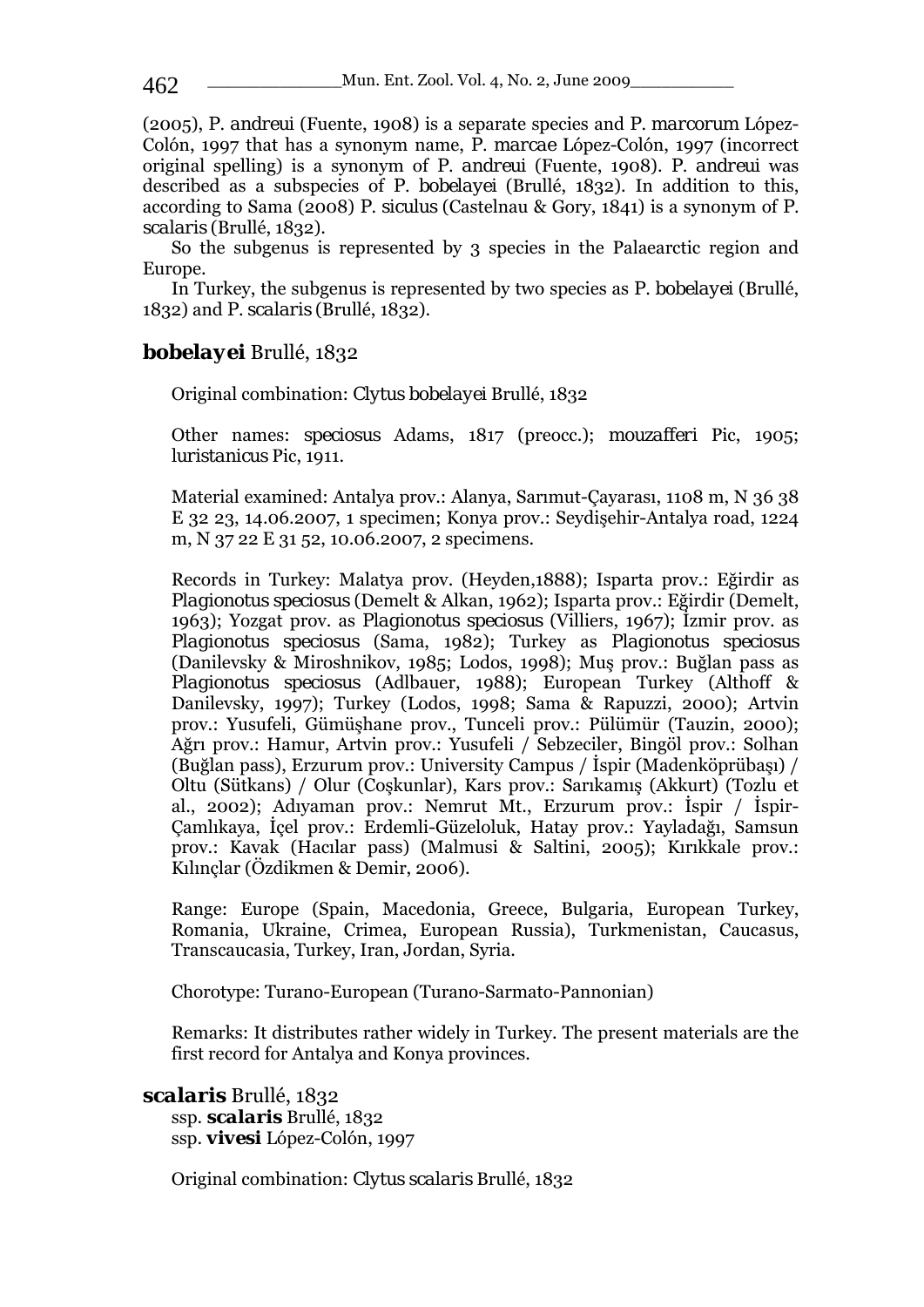(2005), *P. andreui* (Fuente, 1908) is a separate species and *P. marcorum* López-Colón, 1997 that has a synonym name, *P. marcae* López-Colón, 1997 (incorrect original spelling) is a synonym of *P. andreui* (Fuente, 1908). *P. andreui* was described as a subspecies of *P. bobelayei* (Brullé, 1832). In addition to this, according to Sama (2008) *P. siculus* (Castelnau & Gory, 1841) is a synonym of *P. scalaris* (Brullé, 1832).

So the subgenus is represented by 3 species in the Palaearctic region and Europe.

In Turkey, the subgenus is represented by two species as *P. bobelayei* (Brullé, 1832) and *P. scalaris* (Brullé, 1832).

### **bobelayei** Brullé, 1832

Original combination: *Clytus bobelayei* Brullé, 1832

Other names: *speciosus* Adams, 1817 (preocc.); *mouzafferi* Pic, 1905; *luristanicus* Pic, 1911.

Material examined: Antalya prov.: Alanya, Sarımut-Çayarası, 1108 m, N 36 38 E 32 23, 14.06.2007, 1 specimen; Konya prov.: Seydişehir-Antalya road, 1224 m, N 37 22 E 31 52, 10.06.2007, 2 specimens.

Records in Turkey: Malatya prov. (Heyden,1888); Isparta prov.: Eğirdir as *Plagionotus speciosus* (Demelt & Alkan, 1962); Isparta prov.: Eğirdir (Demelt, 1963); Yozgat prov. as *Plagionotus speciosus* (Villiers, 1967); İzmir prov. as *Plagionotus speciosus* (Sama, 1982); Turkey as *Plagionotus speciosus* (Danilevsky & Miroshnikov, 1985; Lodos, 1998); Muş prov.: Buğlan pass as *Plagionotus speciosus* (Adlbauer, 1988); European Turkey (Althoff & Danilevsky, 1997); Turkey (Lodos, 1998; Sama & Rapuzzi, 2000); Artvin prov.: Yusufeli, Gümüşhane prov., Tunceli prov.: Pülümür (Tauzin, 2000); Ağrı prov.: Hamur, Artvin prov.: Yusufeli / Sebzeciler, Bingöl prov.: Solhan (Buğlan pass), Erzurum prov.: University Campus / İspir (Madenköprübaşı) / Oltu (Sütkans) / Olur (Coşkunlar), Kars prov.: Sarıkamış (Akkurt) (Tozlu et al., 2002); Adıyaman prov.: Nemrut Mt., Erzurum prov.: İspir / İspir-Çamlıkaya, İçel prov.: Erdemli-Güzeloluk, Hatay prov.: Yayladağı, Samsun prov.: Kavak (Hacılar pass) (Malmusi & Saltini, 2005); Kırıkkale prov.: Kılınçlar (Özdikmen & Demir, 2006).

Range: Europe (Spain, Macedonia, Greece, Bulgaria, European Turkey, Romania, Ukraine, Crimea, European Russia), Turkmenistan, Caucasus, Transcaucasia, Turkey, Iran, Jordan, Syria.

Chorotype: Turano-European (Turano-Sarmato-Pannonian)

Remarks: It distributes rather widely in Turkey. The present materials are the first record for Antalya and Konya provinces.

### **scalaris** Brullé, 1832

ssp. **scalaris** Brullé, 1832
ssp. **vivesi** López-Colón, 1997

Original combination: *Clytus scalaris* Brullé, 1832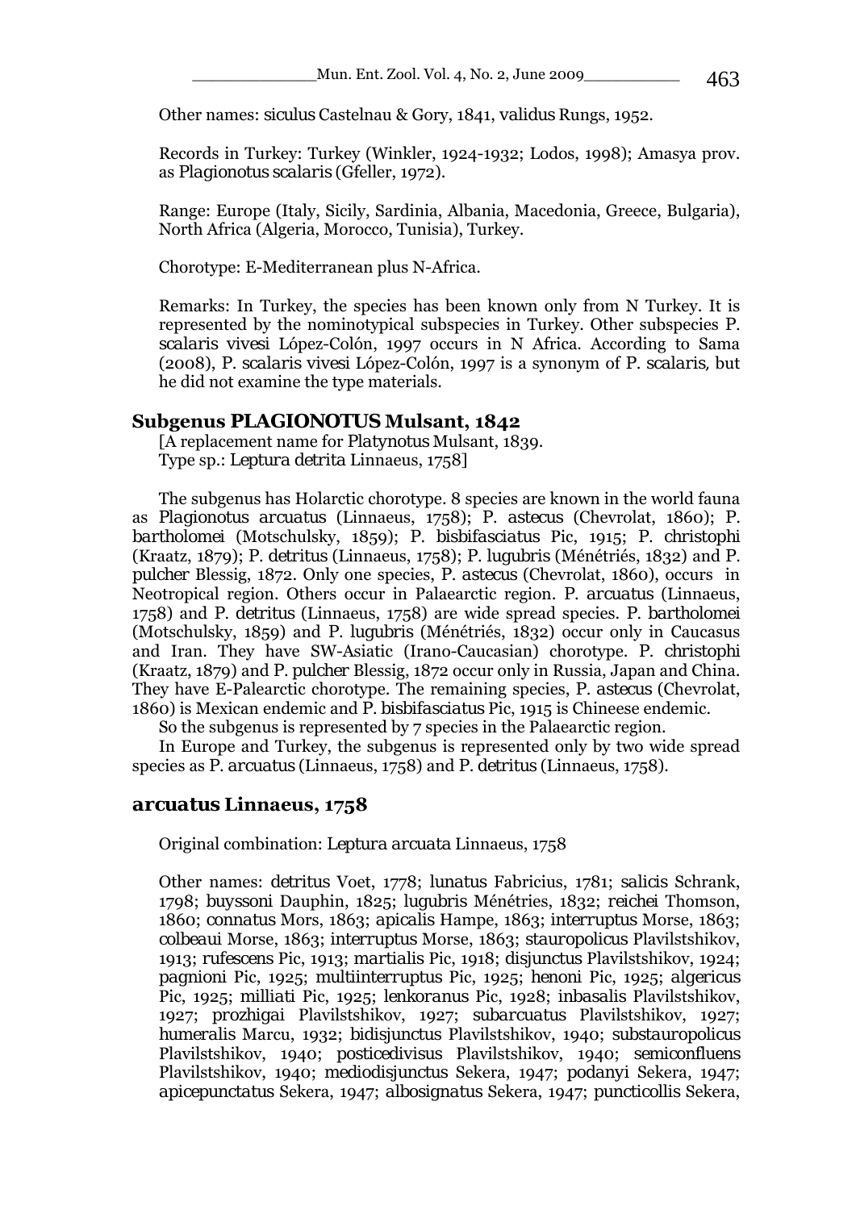Other names: siculus Castelnau & Gory, 1841, validus Rungs, 1952.

Records in Turkey: Turkey (Winkler, 1924-1932; Lodos, 1998); Amasya prov. as Plagionotus scalaris (Gfeller, 1972).

Range: Europe (Italy, Sicily, Sardinia, Albania, Macedonia, Greece, Bulgaria), North Africa (Algeria, Morocco, Tunisia), Turkey.

Chorotype: E-Mediterranean plus N-Africa.

Remarks: In Turkey, the species has been known only from N Turkey. It is represented by the nominotypical subspecies in Turkey. Other subspecies P. scalaris vivesi López-Colón, 1997 occurs in N Africa. According to Sama (2008), P. scalaris vivesi López-Colón, 1997 is a synonym of P. scalaris, but he did not examine the type materials.

## Subgenus PLAGIONOTUS Mulsant, 1842

[A replacement name for Platynotus Mulsant, 1839.
Type sp.: Leptura detrita Linnaeus, 1758]

The subgenus has Holarctic chorotype. 8 species are known in the world fauna as Plagionotus arcuatus (Linnaeus, 1758); P. astecus (Chevrolat, 1860); P. bartholomei (Motschulsky, 1859); P. bisbifasciatus Pic, 1915; P. christophi (Kraatz, 1879); P. detritus (Linnaeus, 1758); P. lugubris (Ménétriés, 1832) and P. pulcher Blessig, 1872. Only one species, P. astecus (Chevrolat, 1860), occurs in Neotropical region. Others occur in Palaearctic region. P. arcuatus (Linnaeus, 1758) and P. detritus (Linnaeus, 1758) are wide spread species. P. bartholomei (Motschulsky, 1859) and P. lugubris (Ménétriés, 1832) occur only in Caucasus and Iran. They have SW-Asiatic (Irano-Caucasian) chorotype. P. christophi (Kraatz, 1879) and P. pulcher Blessig, 1872 occur only in Russia, Japan and China. They have E-Palearctic chorotype. The remaining species, P. astecus (Chevrolat, 1860) is Mexican endemic and P. bisbifasciatus Pic, 1915 is Chineese endemic.

So the subgenus is represented by 7 species in the Palaearctic region.

In Europe and Turkey, the subgenus is represented only by two wide spread species as P. arcuatus (Linnaeus, 1758) and P. detritus (Linnaeus, 1758).

### arcuatus Linnaeus, 1758

Original combination: Leptura arcuata Linnaeus, 1758

Other names: detritus Voet, 1778; lunatus Fabricius, 1781; salicis Schrank, 1798; buyssoni Dauphin, 1825; lugubris Ménétries, 1832; reichei Thomson, 1860; connatus Mors, 1863; apicalis Hampe, 1863; interruptus Morse, 1863; colbeaui Morse, 1863; interruptus Morse, 1863; stauropolicus Plavilstshikov, 1913; rufescens Pic, 1913; martialis Pic, 1918; disjunctus Plavilstshikov, 1924; pagnioni Pic, 1925; multiinterruptus Pic, 1925; henoni Pic, 1925; algericus Pic, 1925; milliati Pic, 1925; lenkoranus Pic, 1928; inbasalis Plavilstshikov, 1927; prozhigai Plavilstshikov, 1927; subarcuatus Plavilstshikov, 1927; humeralis Marcu, 1932; bidisjunctus Plavilstshikov, 1940; substauropolicus Plavilstshikov, 1940; posticedivisus Plavilstshikov, 1940; semiconfluens Plavilstshikov, 1940; mediodisjunctus Sekera, 1947; podanyi Sekera, 1947; apicepunctatus Sekera, 1947; albosignatus Sekera, 1947; puncticollis Sekera,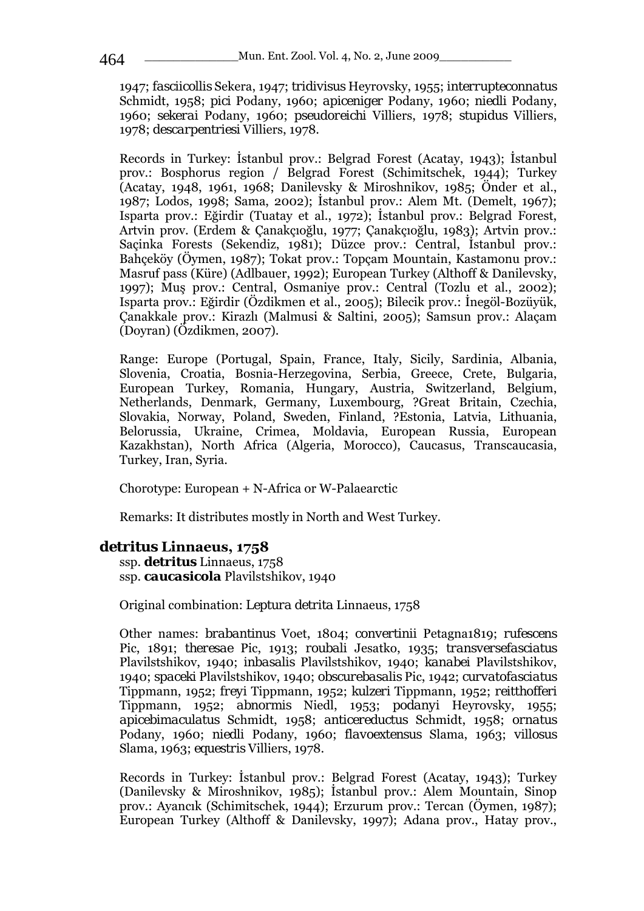1947; *fasciicollis* Sekera, 1947; *tridivisus* Heyrovsky, 1955; *interrupteconnatus* Schmidt, 1958; *pici* Podany, 1960; *apiceniger* Podany, 1960; *niedli* Podany, 1960; *sekerai* Podany, 1960; *pseudoreichi* Villiers, 1978; *stupidus* Villiers, 1978; *descarpentriesi* Villiers, 1978.

Records in Turkey: İstanbul prov.: Belgrad Forest (Acatay, 1943); İstanbul prov.: Bosphorus region / Belgrad Forest (Schimitschek, 1944); Turkey (Acatay, 1948, 1961, 1968; Danilevsky & Miroshnikov, 1985; Önder et al., 1987; Lodos, 1998; Sama, 2002); İstanbul prov.: Alem Mt. (Demelt, 1967); Isparta prov.: Eğirdir (Tuatay et al., 1972); İstanbul prov.: Belgrad Forest, Artvin prov. (Erdem & Çanakçıoğlu, 1977; Çanakçıoğlu, 1983); Artvin prov.: Saçinka Forests (Sekendiz, 1981); Düzce prov.: Central, İstanbul prov.: Bahçeköy (Öymen, 1987); Tokat prov.: Topçam Mountain, Kastamonu prov.: Masruf pass (Küre) (Adlbauer, 1992); European Turkey (Althoff & Danilevsky, 1997); Muş prov.: Central, Osmaniye prov.: Central (Tozlu et al., 2002); Isparta prov.: Eğirdir (Özdikmen et al., 2005); Bilecik prov.: İnegöl-Bozüyük, Çanakkale prov.: Kirazlı (Malmusi & Saltini, 2005); Samsun prov.: Alaçam (Doyran) (Özdikmen, 2007).

Range: Europe (Portugal, Spain, France, Italy, Sicily, Sardinia, Albania, Slovenia, Croatia, Bosnia-Herzegovina, Serbia, Greece, Crete, Bulgaria, European Turkey, Romania, Hungary, Austria, Switzerland, Belgium, Netherlands, Denmark, Germany, Luxembourg, ?Great Britain, Czechia, Slovakia, Norway, Poland, Sweden, Finland, ?Estonia, Latvia, Lithuania, Belorussia, Ukraine, Crimea, Moldavia, European Russia, European Kazakhstan), North Africa (Algeria, Morocco), Caucasus, Transcaucasia, Turkey, Iran, Syria.

Chorotype: European + N-Africa or W-Palaearctic

Remarks: It distributes mostly in North and West Turkey.

### *detritus* Linnaeus, 1758

ssp. ***detritus*** Linnaeus, 1758
ssp. ***caucasicola*** Plavilstshikov, 1940

Original combination: *Leptura detrita* Linnaeus, 1758

Other names: *brabantinus* Voet, 1804; *convertinii* Petagna1819; *rufescens* Pic, 1891; *theresae* Pic, 1913; *roubali* Jesatko, 1935; *transversefasciatus* Plavilstshikov, 1940; *inbasalis* Plavilstshikov, 1940; *kanabei* Plavilstshikov, 1940; *spaceki* Plavilstshikov, 1940; *obscurebasalis* Pic, 1942; *curvatofasciatus* Tippmann, 1952; *freyi* Tippmann, 1952; *kulzeri* Tippmann, 1952; *reitthofferi* Tippmann, 1952; *abnormis* Niedl, 1953; *podanyi* Heyrovsky, 1955; *apicebimaculatus* Schmidt, 1958; *anticereductus* Schmidt, 1958; *ornatus* Podany, 1960; *niedli* Podany, 1960; *flavoextensus* Slama, 1963; *villosus* Slama, 1963; *equestris* Villiers, 1978.

Records in Turkey: İstanbul prov.: Belgrad Forest (Acatay, 1943); Turkey (Danilevsky & Miroshnikov, 1985); İstanbul prov.: Alem Mountain, Sinop prov.: Ayancık (Schimitschek, 1944); Erzurum prov.: Tercan (Öymen, 1987); European Turkey (Althoff & Danilevsky, 1997); Adana prov., Hatay prov.,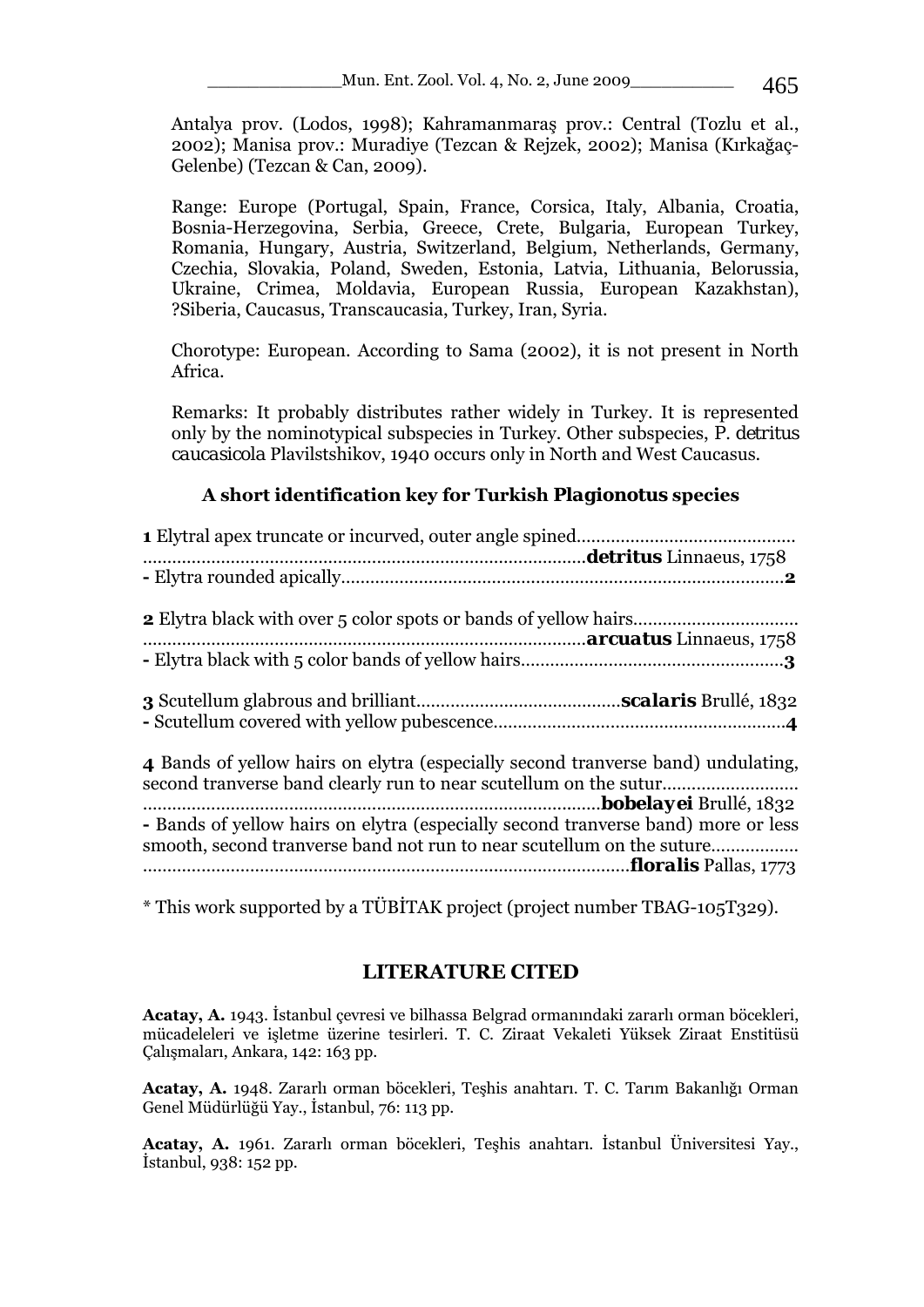Antalya prov. (Lodos, 1998); Kahramanmaraş prov.: Central (Tozlu et al., 2002); Manisa prov.: Muradiye (Tezcan & Rejzek, 2002); Manisa (Kırkağaç-Gelenbe) (Tezcan & Can, 2009).

Range: Europe (Portugal, Spain, France, Corsica, Italy, Albania, Croatia, Bosnia-Herzegovina, Serbia, Greece, Crete, Bulgaria, European Turkey, Romania, Hungary, Austria, Switzerland, Belgium, Netherlands, Germany, Czechia, Slovakia, Poland, Sweden, Estonia, Latvia, Lithuania, Belorussia, Ukraine, Crimea, Moldavia, European Russia, European Kazakhstan), ?Siberia, Caucasus, Transcaucasia, Turkey, Iran, Syria.

Chorotype: European. According to Sama (2002), it is not present in North Africa.

Remarks: It probably distributes rather widely in Turkey. It is represented only by the nominotypical subspecies in Turkey. Other subspecies, *P. detritus caucasicola* Plavilstshikov, 1940 occurs only in North and West Caucasus.

### A short identification key for Turkish *Plagionotus* species

**1** Elytral apex truncate or incurved, outer angle spined............................................
..........................................................................................***detritus*** Linnaeus, 1758
**-** Elytra rounded apically...........................................................................................**2**

**2** Elytra black with over 5 color spots or bands of yellow hairs.................................
..........................................................................................***arcuatus*** Linnaeus, 1758
**-** Elytra black with 5 color bands of yellow hairs......................................................**3**

**3** Scutellum glabrous and brilliant..........................................***scalaris*** Brullé, 1832
**-** Scutellum covered with yellow pubescence............................................................**4**

**4** Bands of yellow hairs on elytra (especially second tranverse band) undulating, second tranverse band clearly run to near scutellum on the sutur...........................
.............................................................................................***bobelayei*** Brullé, 1832
**-** Bands of yellow hairs on elytra (especially second tranverse band) more or less smooth, second tranverse band not run to near scutellum on the suture..................
...................................................................................................***floralis*** Pallas, 1773

* This work supported by a TÜBİTAK project (project number TBAG-105T329).

## LITERATURE CITED

**Acatay, A.** 1943. İstanbul çevresi ve bilhassa Belgrad ormanındaki zararlı orman böcekleri, mücadeleleri ve işletme üzerine tesirleri. T. C. Ziraat Vekaleti Yüksek Ziraat Enstitüsü Çalışmaları, Ankara, 142: 163 pp.

**Acatay, A.** 1948. Zararlı orman böcekleri, Teşhis anahtarı. T. C. Tarım Bakanlığı Orman Genel Müdürlüğü Yay., İstanbul, 76: 113 pp.

**Acatay, A.** 1961. Zararlı orman böcekleri, Teşhis anahtarı. İstanbul Üniversitesi Yay., İstanbul, 938: 152 pp.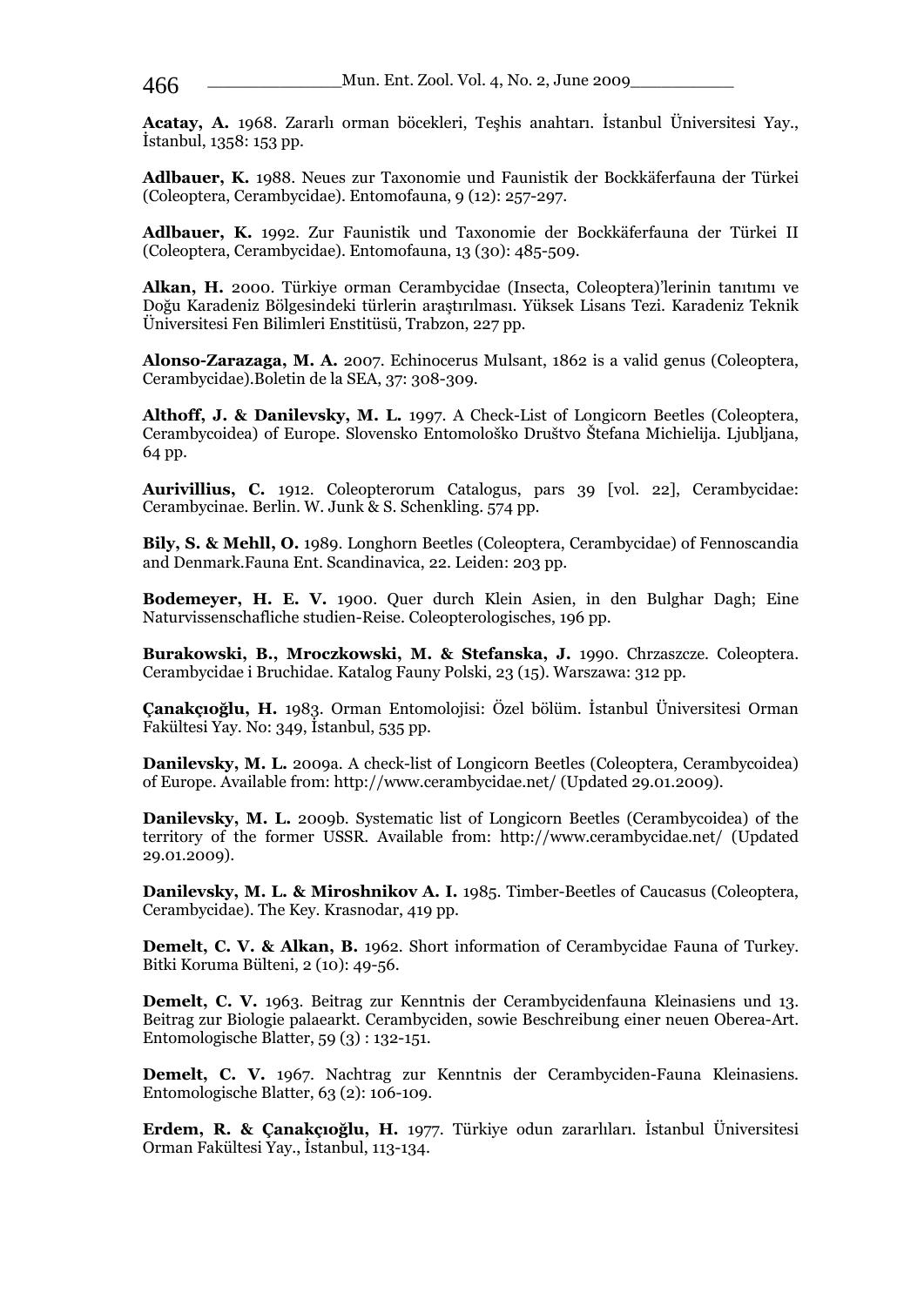**Acatay, A.** 1968. Zararlı orman böcekleri, Teşhis anahtarı. İstanbul Üniversitesi Yay., İstanbul, 1358: 153 pp.

**Adlbauer, K.** 1988. Neues zur Taxonomie und Faunistik der Bockkäferfauna der Türkei (Coleoptera, Cerambycidae). Entomofauna, 9 (12): 257-297.

**Adlbauer, K.** 1992. Zur Faunistik und Taxonomie der Bockkäferfauna der Türkei II (Coleoptera, Cerambycidae). Entomofauna, 13 (30): 485-509.

**Alkan, H.** 2000. Türkiye orman Cerambycidae (Insecta, Coleoptera)'lerinin tanıtımı ve Doğu Karadeniz Bölgesindeki türlerin araştırılması. Yüksek Lisans Tezi. Karadeniz Teknik Üniversitesi Fen Bilimleri Enstitüsü, Trabzon, 227 pp.

**Alonso-Zarazaga, M. A.** 2007. Echinocerus Mulsant, 1862 is a valid genus (Coleoptera, Cerambycidae).Boletin de la SEA, 37: 308-309.

**Althoff, J. & Danilevsky, M. L.** 1997. A Check-List of Longicorn Beetles (Coleoptera, Cerambycoidea) of Europe. Slovensko Entomološko Društvo Štefana Michielija. Ljubljana, 64 pp.

**Aurivillius, C.** 1912. Coleopterorum Catalogus, pars 39 [vol. 22], Cerambycidae: Cerambycinae. Berlin. W. Junk & S. Schenkling. 574 pp.

**Bily, S. & Mehll, O.** 1989. Longhorn Beetles (Coleoptera, Cerambycidae) of Fennoscandia and Denmark.Fauna Ent. Scandinavica, 22. Leiden: 203 pp.

**Bodemeyer, H. E. V.** 1900. Quer durch Klein Asien, in den Bulghar Dagh; Eine Naturvissenschafliche studien-Reise. Coleopterologisches, 196 pp.

**Burakowski, B., Mroczkowski, M. & Stefanska, J.** 1990. Chrzaszcze. Coleoptera. Cerambycidae i Bruchidae. Katalog Fauny Polski, 23 (15). Warszawa: 312 pp.

**Çanakçıoğlu, H.** 1983. Orman Entomolojisi: Özel bölüm. İstanbul Üniversitesi Orman Fakültesi Yay. No: 349, İstanbul, 535 pp.

**Danilevsky, M. L.** 2009a. A check-list of Longicorn Beetles (Coleoptera, Cerambycoidea) of Europe. Available from: http://www.cerambycidae.net/ (Updated 29.01.2009).

**Danilevsky, M. L.** 2009b. Systematic list of Longicorn Beetles (Cerambycoidea) of the territory of the former USSR. Available from: http://www.cerambycidae.net/ (Updated 29.01.2009).

**Danilevsky, M. L. & Miroshnikov A. I.** 1985. Timber-Beetles of Caucasus (Coleoptera, Cerambycidae). The Key. Krasnodar, 419 pp.

**Demelt, C. V. & Alkan, B.** 1962. Short information of Cerambycidae Fauna of Turkey. Bitki Koruma Bülteni, 2 (10): 49-56.

**Demelt, C. V.** 1963. Beitrag zur Kenntnis der Cerambycidenfauna Kleinasiens und 13. Beitrag zur Biologie palaearkt. Cerambyciden, sowie Beschreibung einer neuen Oberea-Art. Entomologische Blatter, 59 (3) : 132-151.

**Demelt, C. V.** 1967. Nachtrag zur Kenntnis der Cerambyciden-Fauna Kleinasiens. Entomologische Blatter, 63 (2): 106-109.

**Erdem, R. & Çanakçıoğlu, H.** 1977. Türkiye odun zararlıları. İstanbul Üniversitesi Orman Fakültesi Yay., İstanbul, 113-134.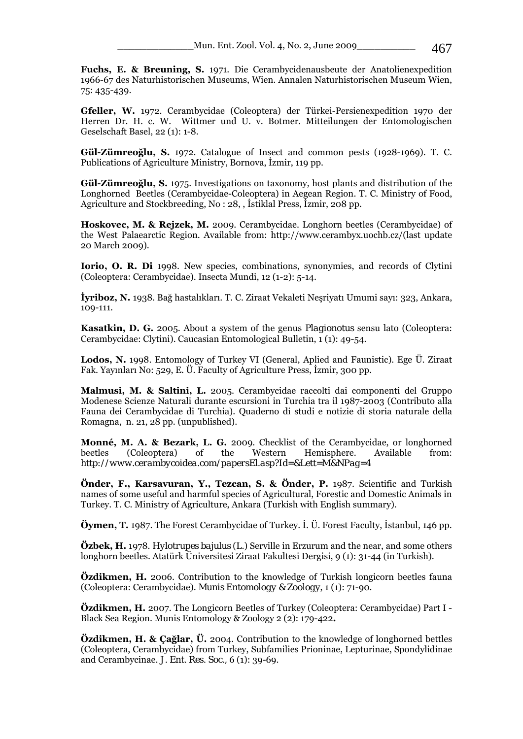**Fuchs, E. & Breuning, S.** 1971. Die Cerambycidenausbeute der Anatolienexpedition 1966-67 des Naturhistorischen Museums, Wien. Annalen Naturhistorischen Museum Wien, 75: 435-439.

**Gfeller, W.** 1972. Cerambycidae (Coleoptera) der Türkei-Persienexpedition 1970 der Herren Dr. H. c. W. Wittmer und U. v. Botmer. Mitteilungen der Entomologischen Geselschaft Basel, 22 (1): 1-8.

**Gül-Zümreoğlu, S.** 1972. Catalogue of Insect and common pests (1928-1969). T. C. Publications of Agriculture Ministry, Bornova, İzmir, 119 pp.

**Gül-Zümreoğlu, S.** 1975. Investigations on taxonomy, host plants and distribution of the Longhorned Beetles (Cerambycidae-Coleoptera) in Aegean Region. T. C. Ministry of Food, Agriculture and Stockbreeding, No : 28, , İstiklal Press, İzmir, 208 pp.

**Hoskovec, M. & Rejzek, M.** 2009. Cerambycidae. Longhorn beetles (Cerambycidae) of the West Palaearctic Region. Available from: http://www.cerambyx.uochb.cz/(last update 20 March 2009).

**Iorio, O. R. Di** 1998. New species, combinations, synonymies, and records of Clytini (Coleoptera: Cerambycidae). Insecta Mundi, 12 (1-2): 5-14.

**İyriboz, N.** 1938. Bağ hastalıkları. T. C. Ziraat Vekaleti Neşriyatı Umumi sayı: 323, Ankara, 109-111.

**Kasatkin, D. G.** 2005. About a system of the genus *Plagionotus* sensu lato (Coleoptera: Cerambycidae: Clytini). Caucasian Entomological Bulletin, 1 (1): 49-54.

**Lodos, N.** 1998. Entomology of Turkey VI (General, Aplied and Faunistic). Ege Ü. Ziraat Fak. Yayınları No: 529, E. Ü. Faculty of Agriculture Press, İzmir, 300 pp.

**Malmusi, M. & Saltini, L.** 2005. Cerambycidae raccolti dai componenti del Gruppo Modenese Scienze Naturali durante escursioni in Turchia tra il 1987-2003 (Contributo alla Fauna dei Cerambycidae di Turchia). Quaderno di studi e notizie di storia naturale della Romagna, n. 21, 28 pp. (unpublished).

**Monné, M. A. & Bezark, L. G.** 2009. Checklist of the Cerambycidae, or longhorned beetles (Coleoptera) of the Western Hemisphere. Available from: http://www.cerambycoidea.com/papersEl.asp?Id=&Lett=M&NPag=4

**Önder, F., Karsavuran, Y., Tezcan, S. & Önder, P.** 1987. Scientific and Turkish names of some useful and harmful species of Agricultural, Forestic and Domestic Animals in Turkey. T. C. Ministry of Agriculture, Ankara (Turkish with English summary).

**Öymen, T.** 1987. The Forest Cerambycidae of Turkey. İ. Ü. Forest Faculty, İstanbul, 146 pp.

**Özbek, H.** 1978. *Hylotrupes bajulus* (L.) Serville in Erzurum and the near, and some others longhorn beetles. Atatürk Üniversitesi Ziraat Fakultesi Dergisi, 9 (1): 31-44 (in Turkish).

**Özdikmen, H.** 2006. Contribution to the knowledge of Turkish longicorn beetles fauna (Coleoptera: Cerambycidae). *Munis Entomology & Zoology*, 1 (1): 71-90.

**Özdikmen, H.** 2007. The Longicorn Beetles of Turkey (Coleoptera: Cerambycidae) Part I - Black Sea Region. Munis Entomology & Zoology 2 (2): 179-422**.**

**Özdikmen, H. & Çağlar, Ü.** 2004. Contribution to the knowledge of longhorned bettles (Coleoptera, Cerambycidae) from Turkey, Subfamilies Prioninae, Lepturinae, Spondylidinae and Cerambycinae. *J. Ent. Res. Soc.*, 6 (1): 39-69.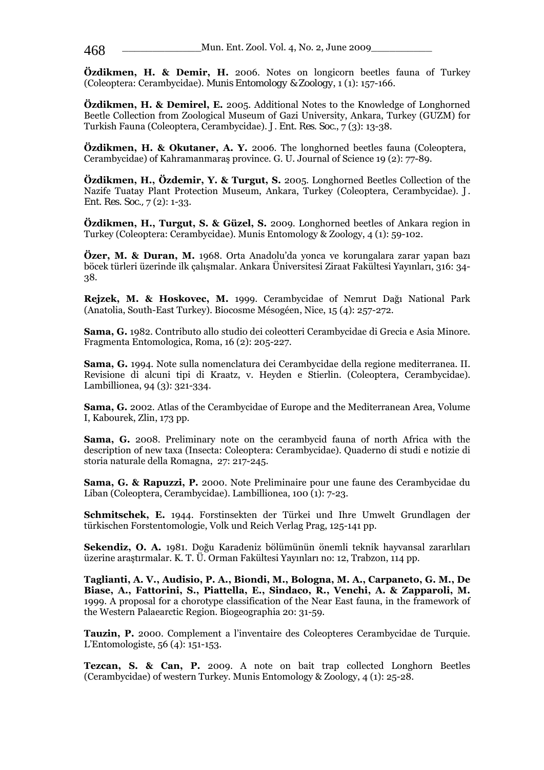**Özdikmen, H. & Demir, H.** 2006. Notes on longicorn beetles fauna of Turkey (Coleoptera: Cerambycidae). Munis Entomology & Zoology, 1 (1): 157-166.

**Özdikmen, H. & Demirel, E.** 2005. Additional Notes to the Knowledge of Longhorned Beetle Collection from Zoological Museum of Gazi University, Ankara, Turkey (GUZM) for Turkish Fauna (Coleoptera, Cerambycidae). J. Ent. Res. Soc., 7 (3): 13-38.

**Özdikmen, H. & Okutaner, A. Y.** 2006. The longhorned beetles fauna (Coleoptera, Cerambycidae) of Kahramanmaraş province. G. U. Journal of Science 19 (2): 77-89.

**Özdikmen, H., Özdemir, Y. & Turgut, S.** 2005. Longhorned Beetles Collection of the Nazife Tuatay Plant Protection Museum, Ankara, Turkey (Coleoptera, Cerambycidae). J. Ent. Res. Soc., 7 (2): 1-33.

**Özdikmen, H., Turgut, S. & Güzel, S.** 2009. Longhorned beetles of Ankara region in Turkey (Coleoptera: Cerambycidae). Munis Entomology & Zoology, 4 (1): 59-102.

**Özer, M. & Duran, M.** 1968. Orta Anadolu'da yonca ve korungalara zarar yapan bazı böcek türleri üzerinde ilk çalışmalar. Ankara Üniversitesi Ziraat Fakültesi Yayınları, 316: 34-38.

**Rejzek, M. & Hoskovec, M.** 1999. Cerambycidae of Nemrut Dağı National Park (Anatolia, South-East Turkey). Biocosme Mésogéen, Nice, 15 (4): 257-272.

**Sama, G.** 1982. Contributo allo studio dei coleotteri Cerambycidae di Grecia e Asia Minore. Fragmenta Entomologica, Roma, 16 (2): 205-227.

**Sama, G.** 1994. Note sulla nomenclatura dei Cerambycidae della regione mediterranea. II. Revisione di alcuni tipi di Kraatz, v. Heyden e Stierlin. (Coleoptera, Cerambycidae). Lambillionea, 94 (3): 321-334.

**Sama, G.** 2002. Atlas of the Cerambycidae of Europe and the Mediterranean Area, Volume I, Kabourek, Zlin, 173 pp.

**Sama, G.** 2008. Preliminary note on the cerambycid fauna of north Africa with the description of new taxa (Insecta: Coleoptera: Cerambycidae). Quaderno di studi e notizie di storia naturale della Romagna, 27: 217-245.

**Sama, G. & Rapuzzi, P.** 2000. Note Preliminaire pour une faune des Cerambycidae du Liban (Coleoptera, Cerambycidae). Lambillionea, 100 (1): 7-23.

**Schmitschek, E.** 1944. Forstinsekten der Türkei und Ihre Umwelt Grundlagen der türkischen Forstentomologie, Volk und Reich Verlag Prag, 125-141 pp.

**Sekendiz, O. A.** 1981. Doğu Karadeniz bölümünün önemli teknik hayvansal zararlıları üzerine araştırmalar. K. T. Ü. Orman Fakültesi Yayınları no: 12, Trabzon, 114 pp.

**Taglianti, A. V., Audisio, P. A., Biondi, M., Bologna, M. A., Carpaneto, G. M., De Biase, A., Fattorini, S., Piattella, E., Sindaco, R., Venchi, A. & Zapparoli, M.** 1999. A proposal for a chorotype classification of the Near East fauna, in the framework of the Western Palaearctic Region. Biogeographia 20: 31-59.

**Tauzin, P.** 2000. Complement a l'inventaire des Coleopteres Cerambycidae de Turquie. L'Entomologiste, 56 (4): 151-153.

**Tezcan, S. & Can, P.** 2009. A note on bait trap collected Longhorn Beetles (Cerambycidae) of western Turkey. Munis Entomology & Zoology, 4 (1): 25-28.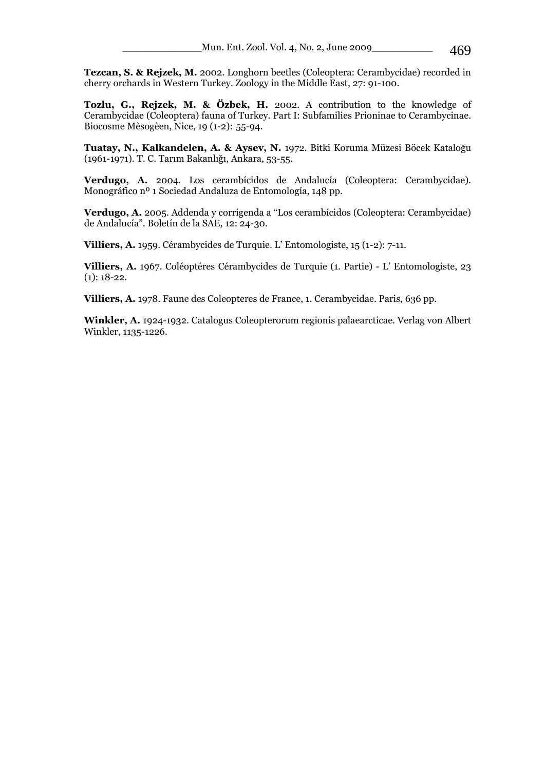**Tezcan, S. & Rejzek, M.** 2002. Longhorn beetles (Coleoptera: Cerambycidae) recorded in cherry orchards in Western Turkey. Zoology in the Middle East, 27: 91-100.

**Tozlu, G., Rejzek, M. & Özbek, H.** 2002. A contribution to the knowledge of Cerambycidae (Coleoptera) fauna of Turkey. Part I: Subfamilies Prioninae to Cerambycinae. Biocosme Mèsogèen, Nice, 19 (1-2): 55-94.

**Tuatay, N., Kalkandelen, A. & Aysev, N.** 1972. Bitki Koruma Müzesi Böcek Kataloğu (1961-1971). T. C. Tarım Bakanlığı, Ankara, 53-55.

**Verdugo, A.** 2004. Los cerambícidos de Andalucía (Coleoptera: Cerambycidae). Monográfico nº 1 Sociedad Andaluza de Entomología, 148 pp.

**Verdugo, A.** 2005. Addenda y corrigenda a "Los cerambícidos (Coleoptera: Cerambycidae) de Andalucía". Boletín de la SAE, 12: 24-30.

**Villiers, A.** 1959. Cérambycides de Turquie. L' Entomologiste, 15 (1-2): 7-11.

**Villiers, A.** 1967. Coléoptéres Cérambycides de Turquie (1. Partie) - L' Entomologiste, 23 (1): 18-22.

**Villiers, A.** 1978. Faune des Coleopteres de France, 1. Cerambycidae. Paris, 636 pp.

**Winkler, A.** 1924-1932. Catalogus Coleopterorum regionis palaearcticae. Verlag von Albert Winkler, 1135-1226.